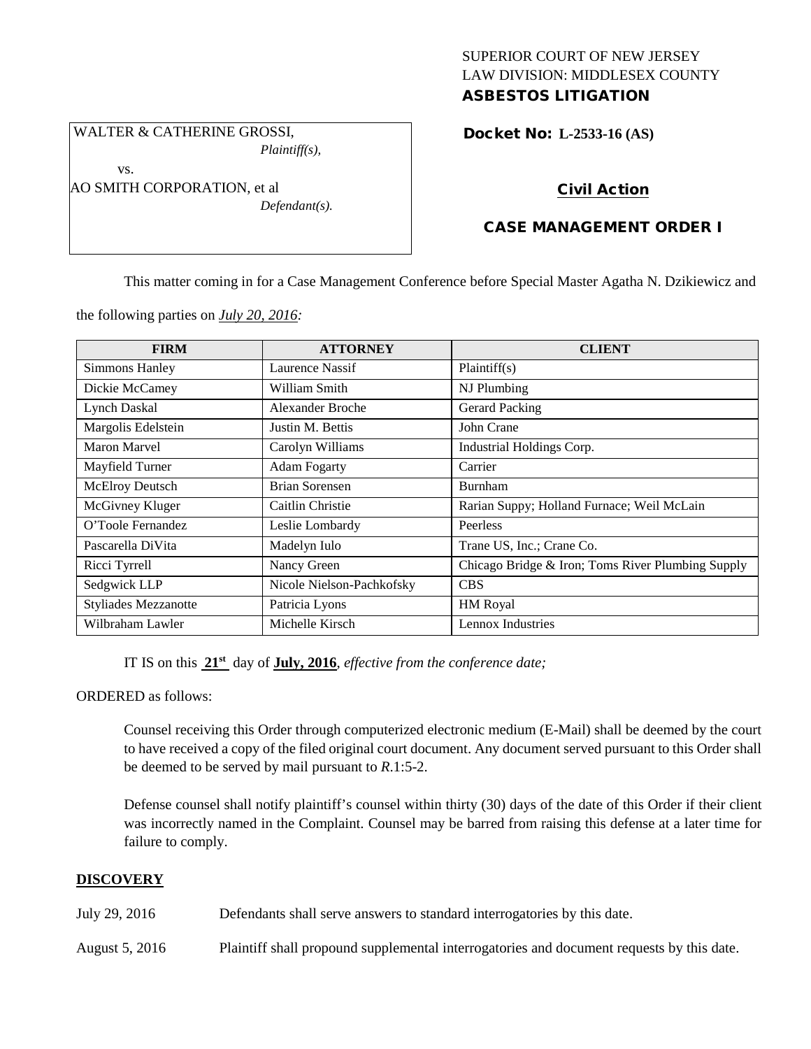SUPERIOR COURT OF NEW JERSEY
LAW DIVISION: MIDDLESEX COUNTY

**ASBESTOS LITIGATION**

WALTER & CATHERINE GROSSI,
*Plaintiff(s),*

vs.

AO SMITH CORPORATION, et al
*Defendant(s).*

**Docket No: L-2533-16 (AS)**

**Civil Action**

**CASE MANAGEMENT ORDER I**

This matter coming in for a Case Management Conference before Special Master Agatha N. Dzikiewicz and the following parties on ***July 20, 2016****:*

| FIRM | ATTORNEY | CLIENT |
|---|---|---|
| Simmons Hanley | Laurence Nassif | Plaintiff(s) |
| Dickie McCamey | William Smith | NJ Plumbing |
| Lynch Daskal | Alexander Broche | Gerard Packing |
| Margolis Edelstein | Justin M. Bettis | John Crane |
| Maron Marvel | Carolyn Williams | Industrial Holdings Corp. |
| Mayfield Turner | Adam Fogarty | Carrier |
| McElroy Deutsch | Brian Sorensen | Burnham |
| McGivney Kluger | Caitlin Christie | Rarian Suppy; Holland Furnace; Weil McLain |
| O'Toole Fernandez | Leslie Lombardy | Peerless |
| Pascarella DiVita | Madelyn Iulo | Trane US, Inc.; Crane Co. |
| Ricci Tyrrell | Nancy Green | Chicago Bridge & Iron; Toms River Plumbing Supply |
| Sedgwick LLP | Nicole Nielson-Pachkofsky | CBS |
| Styliades Mezzanotte | Patricia Lyons | HM Royal |
| Wilbraham Lawler | Michelle Kirsch | Lennox Industries |

IT IS on this **21st** day of **July, 2016**, *effective from the conference date;*

ORDERED as follows:

Counsel receiving this Order through computerized electronic medium (E-Mail) shall be deemed by the court to have received a copy of the filed original court document. Any document served pursuant to this Order shall be deemed to be served by mail pursuant to *R*.1:5-2.

Defense counsel shall notify plaintiff's counsel within thirty (30) days of the date of this Order if their client was incorrectly named in the Complaint. Counsel may be barred from raising this defense at a later time for failure to comply.

## DISCOVERY

July 29, 2016 Defendants shall serve answers to standard interrogatories by this date.

August 5, 2016 Plaintiff shall propound supplemental interrogatories and document requests by this date.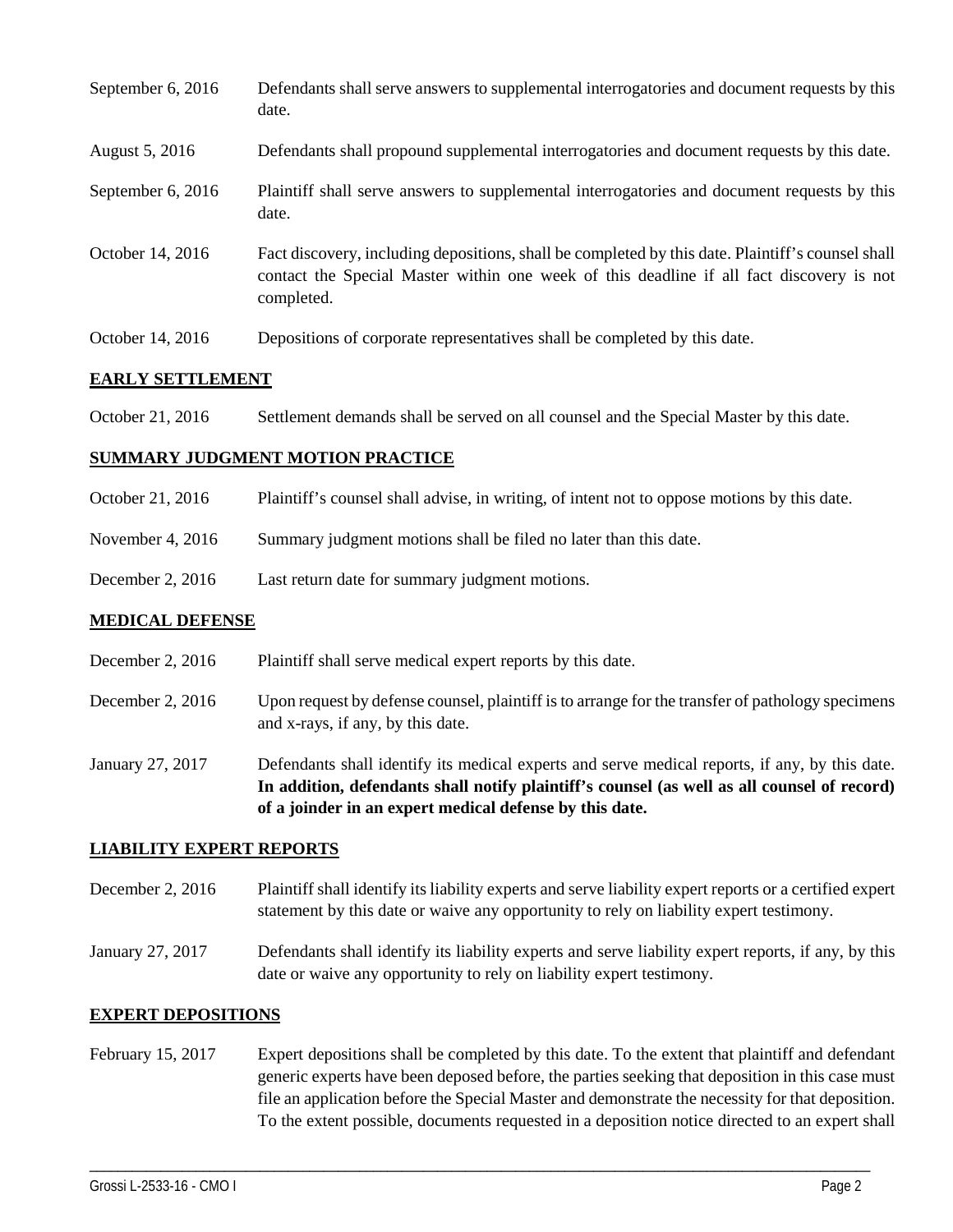September 6, 2016 Defendants shall serve answers to supplemental interrogatories and document requests by this date.

August 5, 2016 Defendants shall propound supplemental interrogatories and document requests by this date.

September 6, 2016 Plaintiff shall serve answers to supplemental interrogatories and document requests by this date.

October 14, 2016 Fact discovery, including depositions, shall be completed by this date. Plaintiff's counsel shall contact the Special Master within one week of this deadline if all fact discovery is not completed.

October 14, 2016 Depositions of corporate representatives shall be completed by this date.

## EARLY SETTLEMENT

October 21, 2016 Settlement demands shall be served on all counsel and the Special Master by this date.

## SUMMARY JUDGMENT MOTION PRACTICE

October 21, 2016 Plaintiff's counsel shall advise, in writing, of intent not to oppose motions by this date.

November 4, 2016 Summary judgment motions shall be filed no later than this date.

December 2, 2016 Last return date for summary judgment motions.

## MEDICAL DEFENSE

December 2, 2016 Plaintiff shall serve medical expert reports by this date.

December 2, 2016 Upon request by defense counsel, plaintiff is to arrange for the transfer of pathology specimens and x-rays, if any, by this date.

January 27, 2017 Defendants shall identify its medical experts and serve medical reports, if any, by this date. **In addition, defendants shall notify plaintiff's counsel (as well as all counsel of record) of a joinder in an expert medical defense by this date.**

## LIABILITY EXPERT REPORTS

December 2, 2016 Plaintiff shall identify its liability experts and serve liability expert reports or a certified expert statement by this date or waive any opportunity to rely on liability expert testimony.

January 27, 2017 Defendants shall identify its liability experts and serve liability expert reports, if any, by this date or waive any opportunity to rely on liability expert testimony.

## EXPERT DEPOSITIONS

February 15, 2017 Expert depositions shall be completed by this date. To the extent that plaintiff and defendant generic experts have been deposed before, the parties seeking that deposition in this case must file an application before the Special Master and demonstrate the necessity for that deposition. To the extent possible, documents requested in a deposition notice directed to an expert shall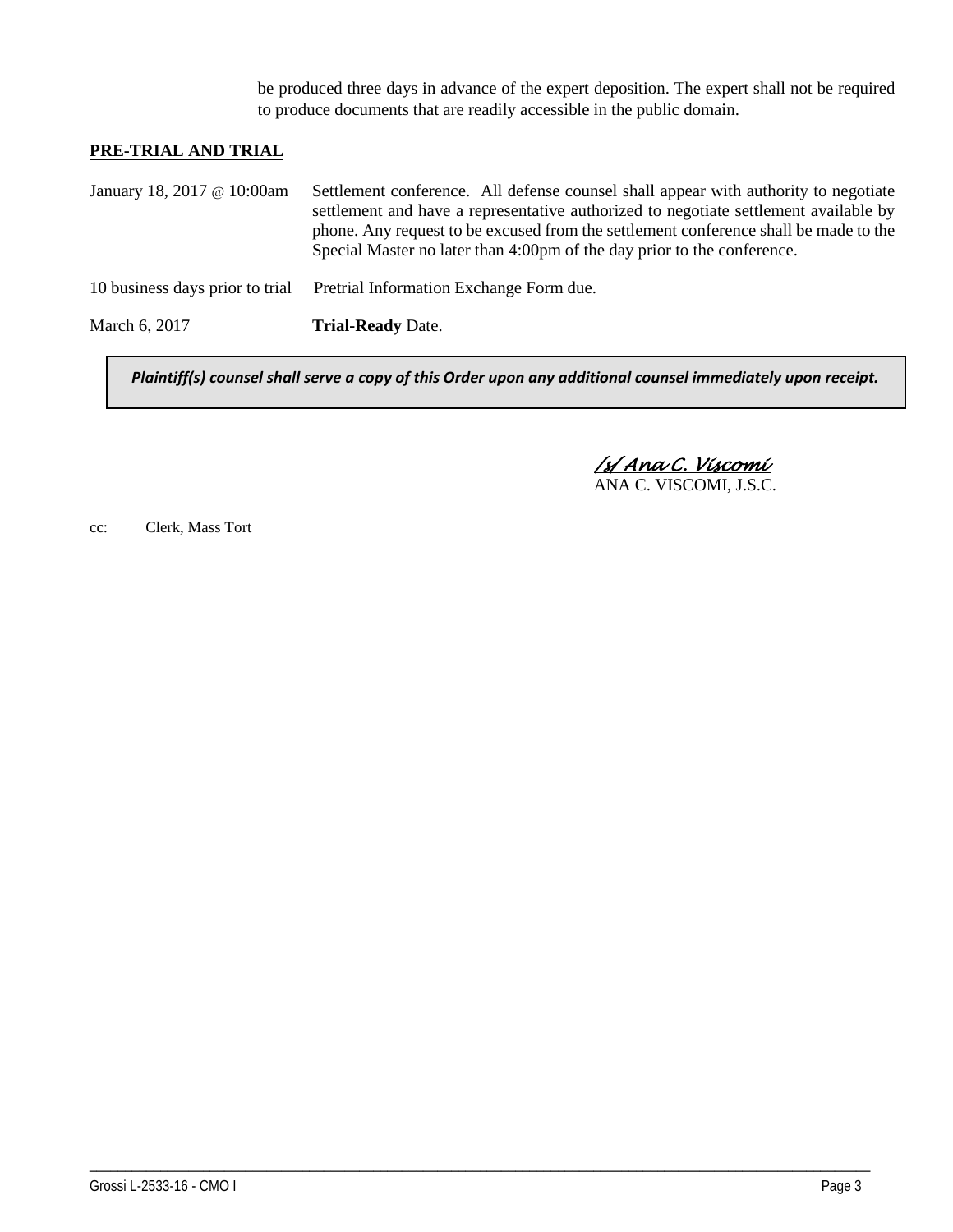be produced three days in advance of the expert deposition. The expert shall not be required to produce documents that are readily accessible in the public domain.

**PRE-TRIAL AND TRIAL**

| | |
|---|---|
| January 18, 2017 @ 10:00am | Settlement conference. All defense counsel shall appear with authority to negotiate settlement and have a representative authorized to negotiate settlement available by phone. Any request to be excused from the settlement conference shall be made to the Special Master no later than 4:00pm of the day prior to the conference. |
| 10 business days prior to trial | Pretrial Information Exchange Form due. |
| March 6, 2017 | **Trial-Ready** Date. |

***Plaintiff(s) counsel shall serve a copy of this Order upon any additional counsel immediately upon receipt.***

*/s/ Ana C. Viscomi*
ANA C. VISCOMI, J.S.C.

cc: Clerk, Mass Tort